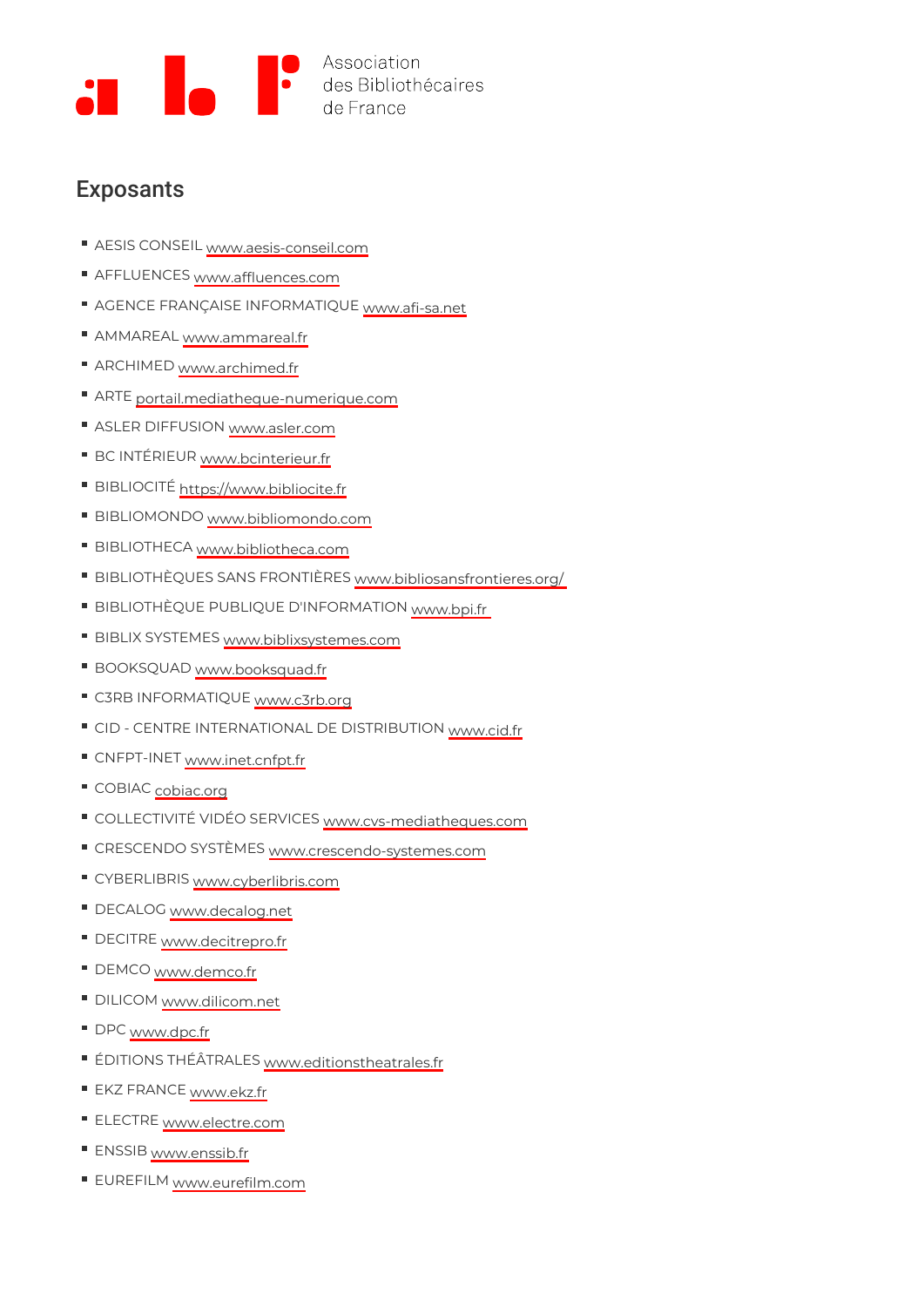Association des Bibliothécaires de France

## Exposants

- AESIS CONSEIL www.aesis-conseil.com
- AFFLUENCES www.affluences.com
- AGENCE FRANÇAISE INFORMATIQUE www.afi-sa.net
- AMMAREAL www.ammareal.fr
- ARCHIMED www.archimed.fr
- ARTE portail.mediatheque-numerique.com
- ASLER DIFFUSION www.asler.com
- BC INTÉRIEUR www.bcinterieur.fr
- BIBLIOCITÉ https://www.bibliocite.fr
- BIBLIOMONDO www.bibliomondo.com
- BIBLIOTHECA www.bibliotheca.com
- BIBLIOTHÈQUES SANS FRONTIÈRES www.bibliosansfrontieres.org/
- BIBLIOTHÈQUE PUBLIQUE D'INFORMATION www.bpi.fr
- BIBLIX SYSTEMES www.biblixsystemes.com
- BOOKSQUAD www.booksquad.fr
- C3RB INFORMATIQUE www.c3rb.org
- CID - CENTRE INTERNATIONAL DE DISTRIBUTION www.cid.fr
- CNFPT-INET www.inet.cnfpt.fr
- COBIAC cobiac.org
- COLLECTIVITÉ VIDÉO SERVICES www.cvs-mediatheques.com
- CRESCENDO SYSTÈMES www.crescendo-systemes.com
- CYBERLIBRIS www.cyberlibris.com
- DECALOG www.decalog.net
- DECITRE www.decitrepro.fr
- DEMCO www.demco.fr
- DILICOM www.dilicom.net
- DPC www.dpc.fr
- ÉDITIONS THÉÂTRALES www.editionstheatrales.fr
- EKZ FRANCE www.ekz.fr
- ELECTRE www.electre.com
- ENSSIB www.enssib.fr
- EUREFILM www.eurefilm.com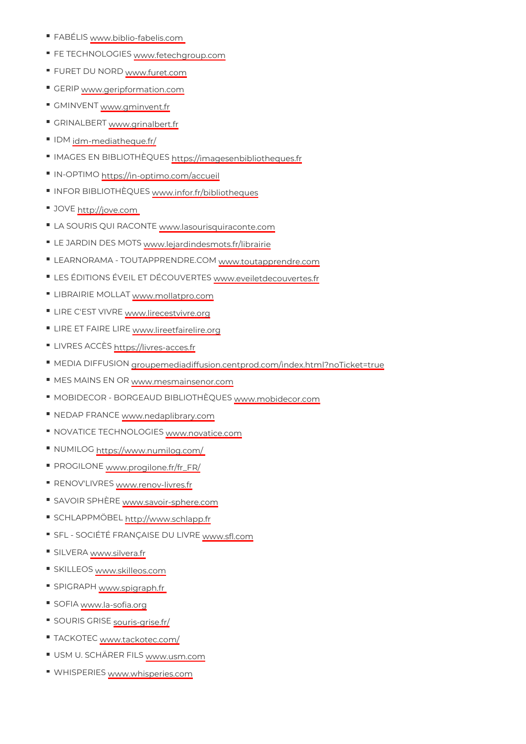- FABÉLIS www.biblio-fabelis.com
- FE TECHNOLOGIES www.fetechgroup.com
- FURET DU NORD www.furet.com
- GERIP www.geripformation.com
- GMINVENT www.gminvent.fr
- GRINALBERT www.grinalbert.fr
- IDM idm-mediatheque.fr/
- IMAGES EN BIBLIOTHÈQUES https://imagesenbibliotheques.fr
- IN-OPTIMO https://in-optimo.com/accueil
- INFOR BIBLIOTHÈQUES www.infor.fr/bibliotheques
- JOVE http://jove.com
- LA SOURIS QUI RACONTE www.lasourisquiraconte.com
- LE JARDIN DES MOTS www.lejardindesmots.fr/librairie
- LEARNORAMA - TOUTAPPRENDRE.COM www.toutapprendre.com
- LES ÉDITIONS ÉVEIL ET DÉCOUVERTES www.eveiletdecouvertes.fr
- LIBRAIRIE MOLLAT www.mollatpro.com
- LIRE C'EST VIVRE www.lirecestvivre.org
- LIRE ET FAIRE LIRE www.lireetfairelire.org
- LIVRES ACCÈS https://livres-acces.fr
- MEDIA DIFFUSION groupemediadiffusion.centprod.com/index.html?noTicket=true
- MES MAINS EN OR www.mesmainsenor.com
- MOBIDECOR - BORGEAUD BIBLIOTHÈQUES www.mobidecor.com
- NEDAP FRANCE www.nedaplibrary.com
- NOVATICE TECHNOLOGIES www.novatice.com
- NUMILOG https://www.numilog.com/
- PROGILONE www.progilone.fr/fr_FR/
- RENOV'LIVRES www.renov-livres.fr
- SAVOIR SPHÈRE www.savoir-sphere.com
- SCHLAPPMÖBEL http://www.schlapp.fr
- SFL - SOCIÉTÉ FRANÇAISE DU LIVRE www.sfl.com
- SILVERA www.silvera.fr
- SKILLEOS www.skilleos.com
- SPIGRAPH www.spigraph.fr
- SOFIA www.la-sofia.org
- SOURIS GRISE souris-grise.fr/
- TACKOTEC www.tackotec.com/
- USM U. SCHÄRER FILS www.usm.com
- WHISPERIES www.whisperies.com